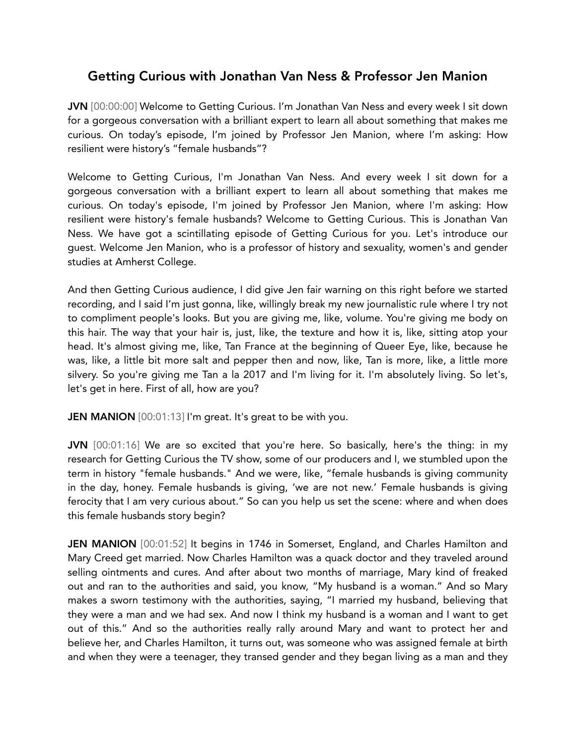# Getting Curious with Jonathan Van Ness & Professor Jen Manion

**JVN** [00:00:00] Welcome to Getting Curious. I'm Jonathan Van Ness and every week I sit down for a gorgeous conversation with a brilliant expert to learn all about something that makes me curious. On today's episode, I'm joined by Professor Jen Manion, where I'm asking: How resilient were history's "female husbands"?

Welcome to Getting Curious, I'm Jonathan Van Ness. And every week I sit down for a gorgeous conversation with a brilliant expert to learn all about something that makes me curious. On today's episode, I'm joined by Professor Jen Manion, where I'm asking: How resilient were history's female husbands? Welcome to Getting Curious. This is Jonathan Van Ness. We have got a scintillating episode of Getting Curious for you. Let's introduce our guest. Welcome Jen Manion, who is a professor of history and sexuality, women's and gender studies at Amherst College.

And then Getting Curious audience, I did give Jen fair warning on this right before we started recording, and I said I'm just gonna, like, willingly break my new journalistic rule where I try not to compliment people's looks. But you are giving me, like, volume. You're giving me body on this hair. The way that your hair is, just, like, the texture and how it is, like, sitting atop your head. It's almost giving me, like, Tan France at the beginning of Queer Eye, like, because he was, like, a little bit more salt and pepper then and now, like, Tan is more, like, a little more silvery. So you're giving me Tan a la 2017 and I'm living for it. I'm absolutely living. So let's, let's get in here. First of all, how are you?

**JEN MANION** [00:01:13] I'm great. It's great to be with you.

**JVN** [00:01:16] We are so excited that you're here. So basically, here's the thing: in my research for Getting Curious the TV show, some of our producers and I, we stumbled upon the term in history "female husbands." And we were, like, "female husbands is giving community in the day, honey. Female husbands is giving, 'we are not new.' Female husbands is giving ferocity that I am very curious about." So can you help us set the scene: where and when does this female husbands story begin?

**JEN MANION** [00:01:52] It begins in 1746 in Somerset, England, and Charles Hamilton and Mary Creed get married. Now Charles Hamilton was a quack doctor and they traveled around selling ointments and cures. And after about two months of marriage, Mary kind of freaked out and ran to the authorities and said, you know, "My husband is a woman." And so Mary makes a sworn testimony with the authorities, saying, "I married my husband, believing that they were a man and we had sex. And now I think my husband is a woman and I want to get out of this." And so the authorities really rally around Mary and want to protect her and believe her, and Charles Hamilton, it turns out, was someone who was assigned female at birth and when they were a teenager, they transed gender and they began living as a man and they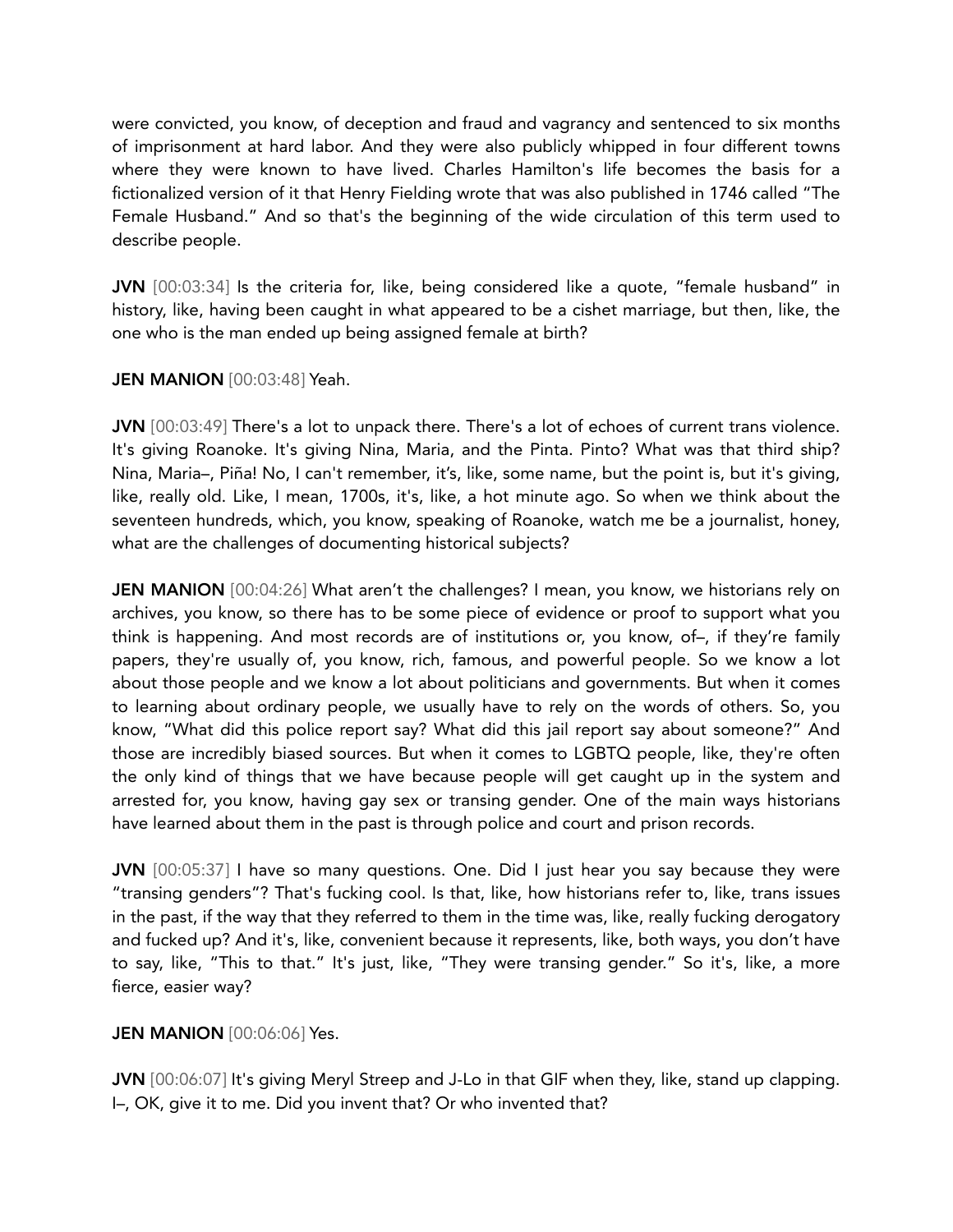were convicted, you know, of deception and fraud and vagrancy and sentenced to six months of imprisonment at hard labor. And they were also publicly whipped in four different towns where they were known to have lived. Charles Hamilton's life becomes the basis for a fictionalized version of it that Henry Fielding wrote that was also published in 1746 called "The Female Husband." And so that's the beginning of the wide circulation of this term used to describe people.

**JVN** [00:03:34] Is the criteria for, like, being considered like a quote, "female husband" in history, like, having been caught in what appeared to be a cishet marriage, but then, like, the one who is the man ended up being assigned female at birth?

**JEN MANION** [00:03:48] Yeah.

**JVN** [00:03:49] There's a lot to unpack there. There's a lot of echoes of current trans violence. It's giving Roanoke. It's giving Nina, Maria, and the Pinta. Pinto? What was that third ship? Nina, Maria–, Piña! No, I can't remember, it's, like, some name, but the point is, but it's giving, like, really old. Like, I mean, 1700s, it's, like, a hot minute ago. So when we think about the seventeen hundreds, which, you know, speaking of Roanoke, watch me be a journalist, honey, what are the challenges of documenting historical subjects?

**JEN MANION** [00:04:26] What aren't the challenges? I mean, you know, we historians rely on archives, you know, so there has to be some piece of evidence or proof to support what you think is happening. And most records are of institutions or, you know, of–, if they're family papers, they're usually of, you know, rich, famous, and powerful people. So we know a lot about those people and we know a lot about politicians and governments. But when it comes to learning about ordinary people, we usually have to rely on the words of others. So, you know, "What did this police report say? What did this jail report say about someone?" And those are incredibly biased sources. But when it comes to LGBTQ people, like, they're often the only kind of things that we have because people will get caught up in the system and arrested for, you know, having gay sex or transing gender. One of the main ways historians have learned about them in the past is through police and court and prison records.

**JVN** [00:05:37] I have so many questions. One. Did I just hear you say because they were "transing genders"? That's fucking cool. Is that, like, how historians refer to, like, trans issues in the past, if the way that they referred to them in the time was, like, really fucking derogatory and fucked up? And it's, like, convenient because it represents, like, both ways, you don't have to say, like, "This to that." It's just, like, "They were transing gender." So it's, like, a more fierce, easier way?

**JEN MANION** [00:06:06] Yes.

**JVN** [00:06:07] It's giving Meryl Streep and J-Lo in that GIF when they, like, stand up clapping. I–, OK, give it to me. Did you invent that? Or who invented that?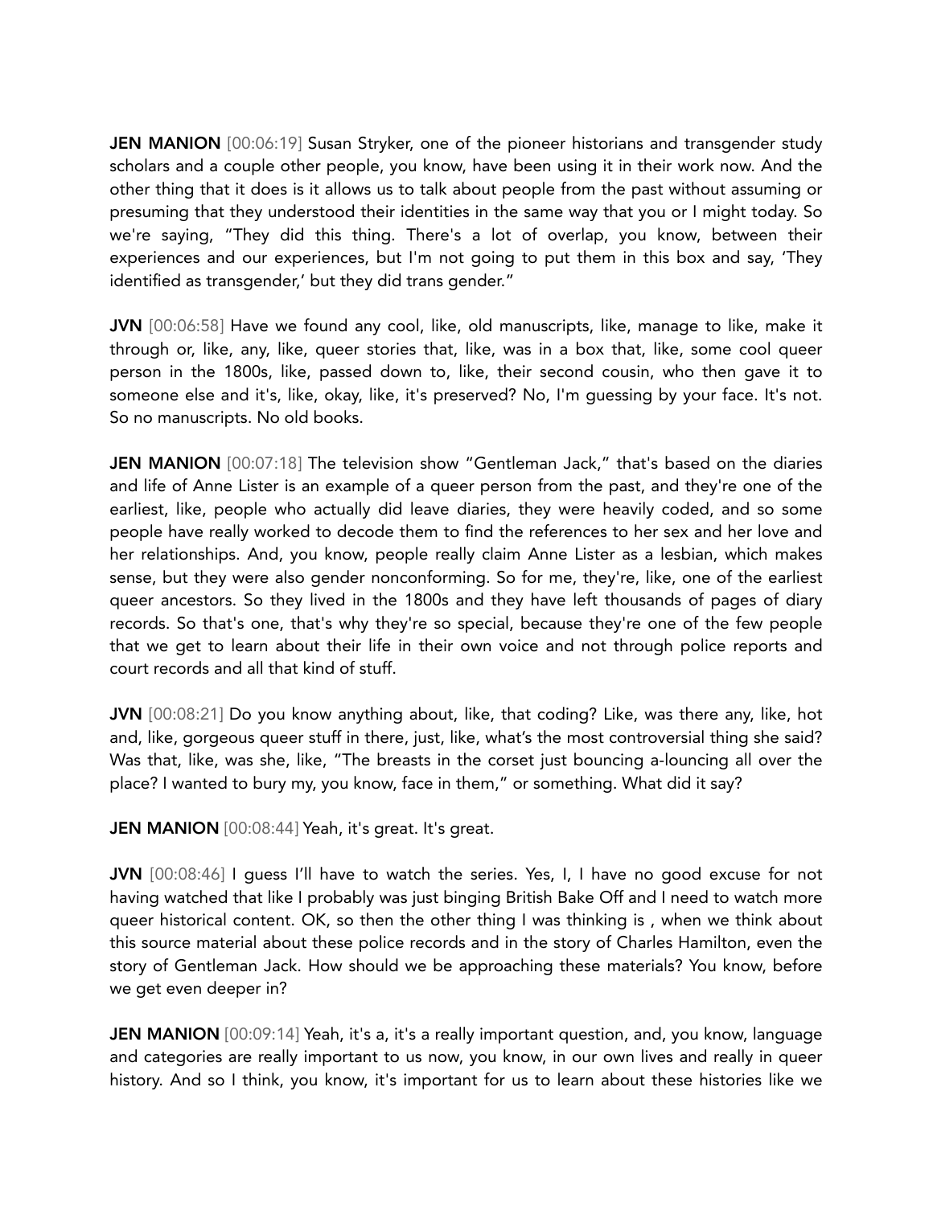**JEN MANION** [00:06:19] Susan Stryker, one of the pioneer historians and transgender study scholars and a couple other people, you know, have been using it in their work now. And the other thing that it does is it allows us to talk about people from the past without assuming or presuming that they understood their identities in the same way that you or I might today. So we're saying, "They did this thing. There's a lot of overlap, you know, between their experiences and our experiences, but I'm not going to put them in this box and say, 'They identified as transgender,' but they did trans gender."

**JVN** [00:06:58] Have we found any cool, like, old manuscripts, like, manage to like, make it through or, like, any, like, queer stories that, like, was in a box that, like, some cool queer person in the 1800s, like, passed down to, like, their second cousin, who then gave it to someone else and it's, like, okay, like, it's preserved? No, I'm guessing by your face. It's not. So no manuscripts. No old books.

**JEN MANION** [00:07:18] The television show "Gentleman Jack," that's based on the diaries and life of Anne Lister is an example of a queer person from the past, and they're one of the earliest, like, people who actually did leave diaries, they were heavily coded, and so some people have really worked to decode them to find the references to her sex and her love and her relationships. And, you know, people really claim Anne Lister as a lesbian, which makes sense, but they were also gender nonconforming. So for me, they're, like, one of the earliest queer ancestors. So they lived in the 1800s and they have left thousands of pages of diary records. So that's one, that's why they're so special, because they're one of the few people that we get to learn about their life in their own voice and not through police reports and court records and all that kind of stuff.

**JVN** [00:08:21] Do you know anything about, like, that coding? Like, was there any, like, hot and, like, gorgeous queer stuff in there, just, like, what's the most controversial thing she said? Was that, like, was she, like, "The breasts in the corset just bouncing a-louncing all over the place? I wanted to bury my, you know, face in them," or something. What did it say?

**JEN MANION** [00:08:44] Yeah, it's great. It's great.

**JVN** [00:08:46] I guess I'll have to watch the series. Yes, I, I have no good excuse for not having watched that like I probably was just binging British Bake Off and I need to watch more queer historical content. OK, so then the other thing I was thinking is , when we think about this source material about these police records and in the story of Charles Hamilton, even the story of Gentleman Jack. How should we be approaching these materials? You know, before we get even deeper in?

**JEN MANION** [00:09:14] Yeah, it's a, it's a really important question, and, you know, language and categories are really important to us now, you know, in our own lives and really in queer history. And so I think, you know, it's important for us to learn about these histories like we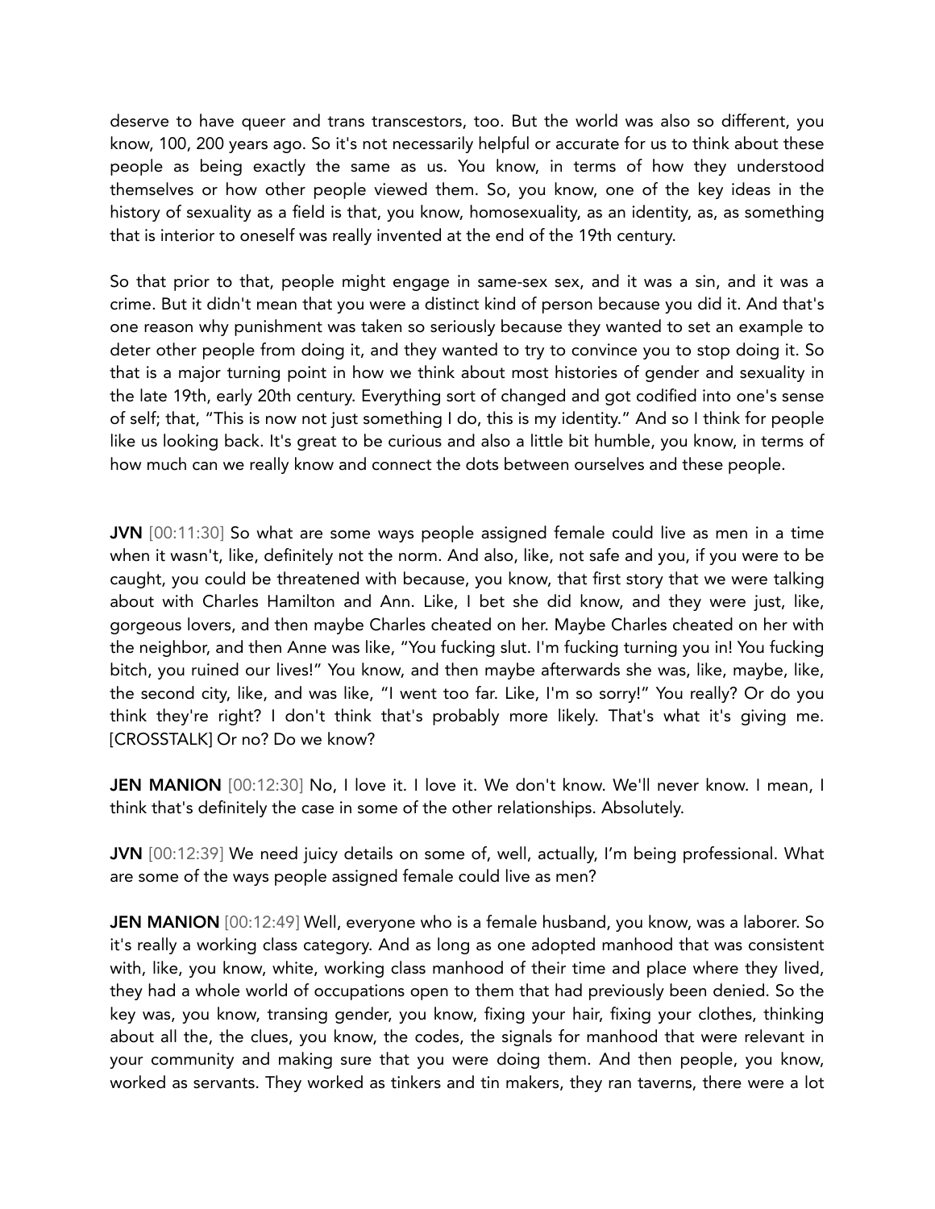deserve to have queer and trans transcestors, too. But the world was also so different, you know, 100, 200 years ago. So it's not necessarily helpful or accurate for us to think about these people as being exactly the same as us. You know, in terms of how they understood themselves or how other people viewed them. So, you know, one of the key ideas in the history of sexuality as a field is that, you know, homosexuality, as an identity, as, as something that is interior to oneself was really invented at the end of the 19th century.

So that prior to that, people might engage in same-sex sex, and it was a sin, and it was a crime. But it didn't mean that you were a distinct kind of person because you did it. And that's one reason why punishment was taken so seriously because they wanted to set an example to deter other people from doing it, and they wanted to try to convince you to stop doing it. So that is a major turning point in how we think about most histories of gender and sexuality in the late 19th, early 20th century. Everything sort of changed and got codified into one's sense of self; that, "This is now not just something I do, this is my identity." And so I think for people like us looking back. It's great to be curious and also a little bit humble, you know, in terms of how much can we really know and connect the dots between ourselves and these people.

**JVN** [00:11:30] So what are some ways people assigned female could live as men in a time when it wasn't, like, definitely not the norm. And also, like, not safe and you, if you were to be caught, you could be threatened with because, you know, that first story that we were talking about with Charles Hamilton and Ann. Like, I bet she did know, and they were just, like, gorgeous lovers, and then maybe Charles cheated on her. Maybe Charles cheated on her with the neighbor, and then Anne was like, "You fucking slut. I'm fucking turning you in! You fucking bitch, you ruined our lives!" You know, and then maybe afterwards she was, like, maybe, like, the second city, like, and was like, "I went too far. Like, I'm so sorry!" You really? Or do you think they're right? I don't think that's probably more likely. That's what it's giving me. [CROSSTALK] Or no? Do we know?

**JEN MANION** [00:12:30] No, I love it. I love it. We don't know. We'll never know. I mean, I think that's definitely the case in some of the other relationships. Absolutely.

**JVN** [00:12:39] We need juicy details on some of, well, actually, I'm being professional. What are some of the ways people assigned female could live as men?

**JEN MANION** [00:12:49] Well, everyone who is a female husband, you know, was a laborer. So it's really a working class category. And as long as one adopted manhood that was consistent with, like, you know, white, working class manhood of their time and place where they lived, they had a whole world of occupations open to them that had previously been denied. So the key was, you know, transing gender, you know, fixing your hair, fixing your clothes, thinking about all the, the clues, you know, the codes, the signals for manhood that were relevant in your community and making sure that you were doing them. And then people, you know, worked as servants. They worked as tinkers and tin makers, they ran taverns, there were a lot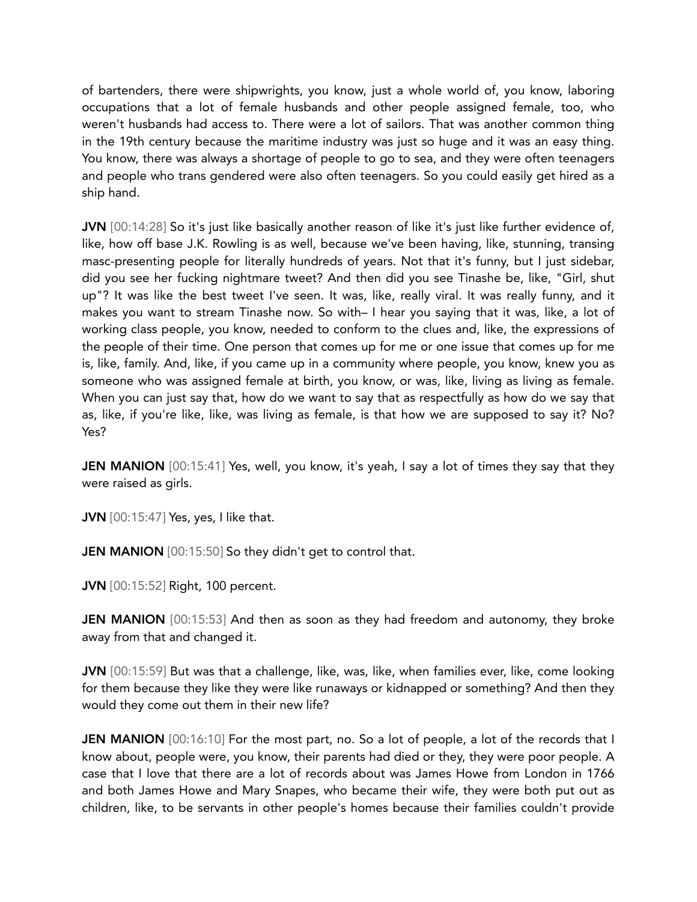of bartenders, there were shipwrights, you know, just a whole world of, you know, laboring occupations that a lot of female husbands and other people assigned female, too, who weren't husbands had access to. There were a lot of sailors. That was another common thing in the 19th century because the maritime industry was just so huge and it was an easy thing. You know, there was always a shortage of people to go to sea, and they were often teenagers and people who trans gendered were also often teenagers. So you could easily get hired as a ship hand.

**JVN** [00:14:28] So it's just like basically another reason of like it's just like further evidence of, like, how off base J.K. Rowling is as well, because we've been having, like, stunning, transing masc-presenting people for literally hundreds of years. Not that it's funny, but I just sidebar, did you see her fucking nightmare tweet? And then did you see Tinashe be, like, "Girl, shut up"? It was like the best tweet I've seen. It was, like, really viral. It was really funny, and it makes you want to stream Tinashe now. So with– I hear you saying that it was, like, a lot of working class people, you know, needed to conform to the clues and, like, the expressions of the people of their time. One person that comes up for me or one issue that comes up for me is, like, family. And, like, if you came up in a community where people, you know, knew you as someone who was assigned female at birth, you know, or was, like, living as living as female. When you can just say that, how do we want to say that as respectfully as how do we say that as, like, if you're like, like, was living as female, is that how we are supposed to say it? No? Yes?

**JEN MANION** [00:15:41] Yes, well, you know, it's yeah, I say a lot of times they say that they were raised as girls.

**JVN** [00:15:47] Yes, yes, I like that.

**JEN MANION** [00:15:50] So they didn't get to control that.

**JVN** [00:15:52] Right, 100 percent.

**JEN MANION** [00:15:53] And then as soon as they had freedom and autonomy, they broke away from that and changed it.

**JVN** [00:15:59] But was that a challenge, like, was, like, when families ever, like, come looking for them because they like they were like runaways or kidnapped or something? And then they would they come out them in their new life?

**JEN MANION** [00:16:10] For the most part, no. So a lot of people, a lot of the records that I know about, people were, you know, their parents had died or they, they were poor people. A case that I love that there are a lot of records about was James Howe from London in 1766 and both James Howe and Mary Snapes, who became their wife, they were both put out as children, like, to be servants in other people's homes because their families couldn't provide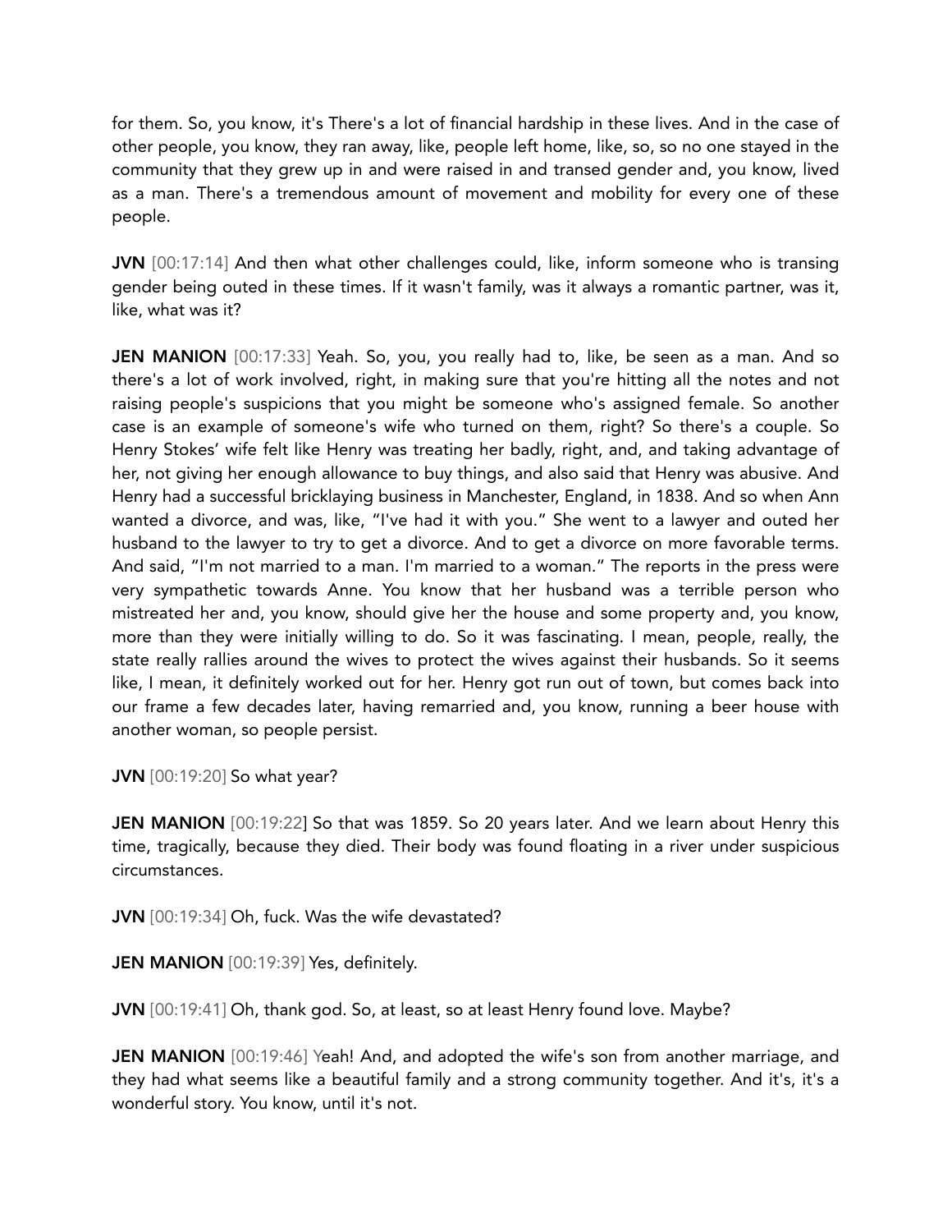for them. So, you know, it's There's a lot of financial hardship in these lives. And in the case of other people, you know, they ran away, like, people left home, like, so, so no one stayed in the community that they grew up in and were raised in and transed gender and, you know, lived as a man. There's a tremendous amount of movement and mobility for every one of these people.

**JVN** [00:17:14] And then what other challenges could, like, inform someone who is transing gender being outed in these times. If it wasn't family, was it always a romantic partner, was it, like, what was it?

**JEN MANION** [00:17:33] Yeah. So, you, you really had to, like, be seen as a man. And so there's a lot of work involved, right, in making sure that you're hitting all the notes and not raising people's suspicions that you might be someone who's assigned female. So another case is an example of someone's wife who turned on them, right? So there's a couple. So Henry Stokes' wife felt like Henry was treating her badly, right, and, and taking advantage of her, not giving her enough allowance to buy things, and also said that Henry was abusive. And Henry had a successful bricklaying business in Manchester, England, in 1838. And so when Ann wanted a divorce, and was, like, "I've had it with you." She went to a lawyer and outed her husband to the lawyer to try to get a divorce. And to get a divorce on more favorable terms. And said, "I'm not married to a man. I'm married to a woman." The reports in the press were very sympathetic towards Anne. You know that her husband was a terrible person who mistreated her and, you know, should give her the house and some property and, you know, more than they were initially willing to do. So it was fascinating. I mean, people, really, the state really rallies around the wives to protect the wives against their husbands. So it seems like, I mean, it definitely worked out for her. Henry got run out of town, but comes back into our frame a few decades later, having remarried and, you know, running a beer house with another woman, so people persist.

**JVN** [00:19:20] So what year?

**JEN MANION** [00:19:22] So that was 1859. So 20 years later. And we learn about Henry this time, tragically, because they died. Their body was found floating in a river under suspicious circumstances.

**JVN** [00:19:34] Oh, fuck. Was the wife devastated?

**JEN MANION** [00:19:39] Yes, definitely.

**JVN** [00:19:41] Oh, thank god. So, at least, so at least Henry found love. Maybe?

**JEN MANION** [00:19:46] Yeah! And, and adopted the wife's son from another marriage, and they had what seems like a beautiful family and a strong community together. And it's, it's a wonderful story. You know, until it's not.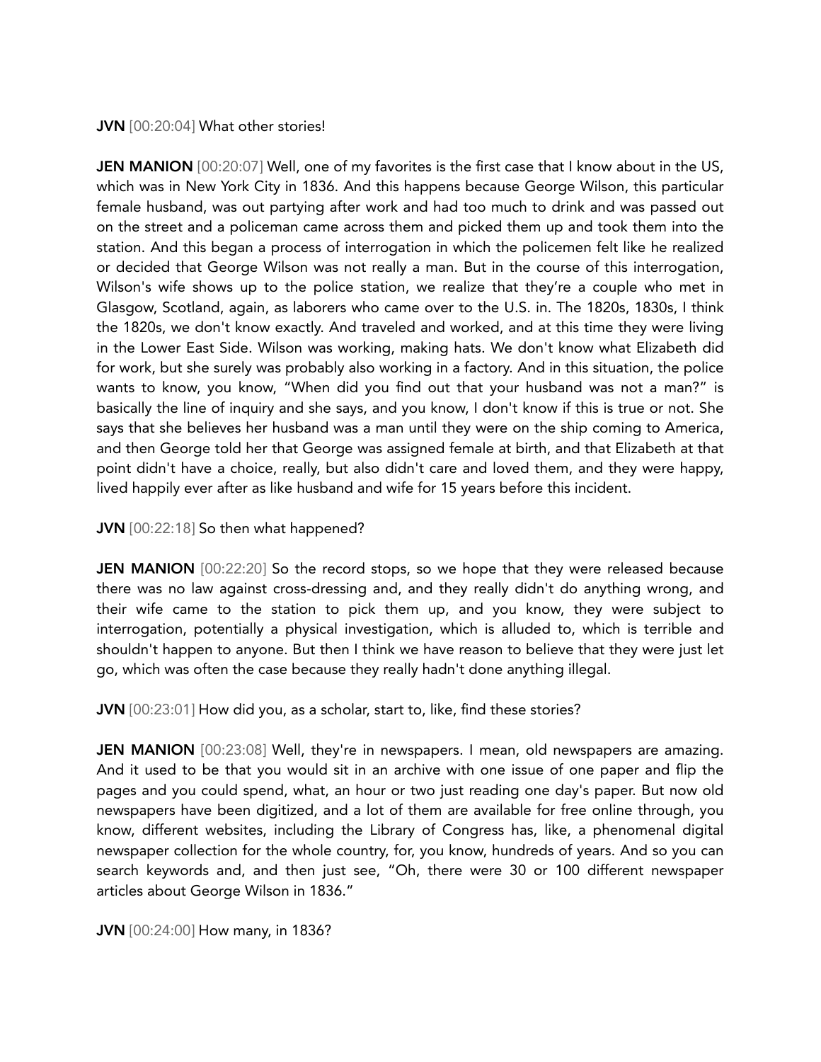**JVN** [00:20:04] What other stories!

**JEN MANION** [00:20:07] Well, one of my favorites is the first case that I know about in the US, which was in New York City in 1836. And this happens because George Wilson, this particular female husband, was out partying after work and had too much to drink and was passed out on the street and a policeman came across them and picked them up and took them into the station. And this began a process of interrogation in which the policemen felt like he realized or decided that George Wilson was not really a man. But in the course of this interrogation, Wilson's wife shows up to the police station, we realize that they're a couple who met in Glasgow, Scotland, again, as laborers who came over to the U.S. in. The 1820s, 1830s, I think the 1820s, we don't know exactly. And traveled and worked, and at this time they were living in the Lower East Side. Wilson was working, making hats. We don't know what Elizabeth did for work, but she surely was probably also working in a factory. And in this situation, the police wants to know, you know, "When did you find out that your husband was not a man?" is basically the line of inquiry and she says, and you know, I don't know if this is true or not. She says that she believes her husband was a man until they were on the ship coming to America, and then George told her that George was assigned female at birth, and that Elizabeth at that point didn't have a choice, really, but also didn't care and loved them, and they were happy, lived happily ever after as like husband and wife for 15 years before this incident.

**JVN** [00:22:18] So then what happened?

**JEN MANION** [00:22:20] So the record stops, so we hope that they were released because there was no law against cross-dressing and, and they really didn't do anything wrong, and their wife came to the station to pick them up, and you know, they were subject to interrogation, potentially a physical investigation, which is alluded to, which is terrible and shouldn't happen to anyone. But then I think we have reason to believe that they were just let go, which was often the case because they really hadn't done anything illegal.

**JVN** [00:23:01] How did you, as a scholar, start to, like, find these stories?

**JEN MANION** [00:23:08] Well, they're in newspapers. I mean, old newspapers are amazing. And it used to be that you would sit in an archive with one issue of one paper and flip the pages and you could spend, what, an hour or two just reading one day's paper. But now old newspapers have been digitized, and a lot of them are available for free online through, you know, different websites, including the Library of Congress has, like, a phenomenal digital newspaper collection for the whole country, for, you know, hundreds of years. And so you can search keywords and, and then just see, "Oh, there were 30 or 100 different newspaper articles about George Wilson in 1836."

**JVN** [00:24:00] How many, in 1836?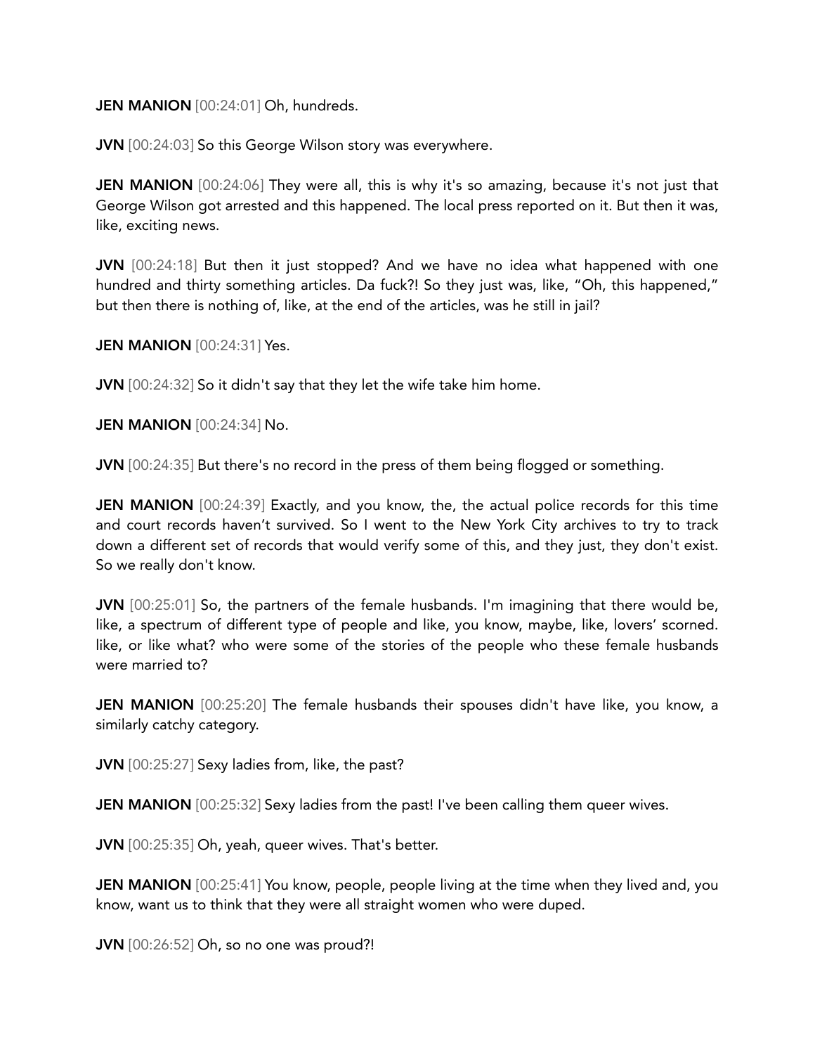**JEN MANION** [00:24:01] Oh, hundreds.

**JVN** [00:24:03] So this George Wilson story was everywhere.

**JEN MANION** [00:24:06] They were all, this is why it's so amazing, because it's not just that George Wilson got arrested and this happened. The local press reported on it. But then it was, like, exciting news.

**JVN** [00:24:18] But then it just stopped? And we have no idea what happened with one hundred and thirty something articles. Da fuck?! So they just was, like, "Oh, this happened," but then there is nothing of, like, at the end of the articles, was he still in jail?

**JEN MANION** [00:24:31] Yes.

**JVN** [00:24:32] So it didn't say that they let the wife take him home.

**JEN MANION** [00:24:34] No.

**JVN** [00:24:35] But there's no record in the press of them being flogged or something.

**JEN MANION** [00:24:39] Exactly, and you know, the, the actual police records for this time and court records haven't survived. So I went to the New York City archives to try to track down a different set of records that would verify some of this, and they just, they don't exist. So we really don't know.

**JVN** [00:25:01] So, the partners of the female husbands. I'm imagining that there would be, like, a spectrum of different type of people and like, you know, maybe, like, lovers' scorned. like, or like what? who were some of the stories of the people who these female husbands were married to?

**JEN MANION** [00:25:20] The female husbands their spouses didn't have like, you know, a similarly catchy category.

**JVN** [00:25:27] Sexy ladies from, like, the past?

**JEN MANION** [00:25:32] Sexy ladies from the past! I've been calling them queer wives.

**JVN** [00:25:35] Oh, yeah, queer wives. That's better.

**JEN MANION** [00:25:41] You know, people, people living at the time when they lived and, you know, want us to think that they were all straight women who were duped.

**JVN** [00:26:52] Oh, so no one was proud?!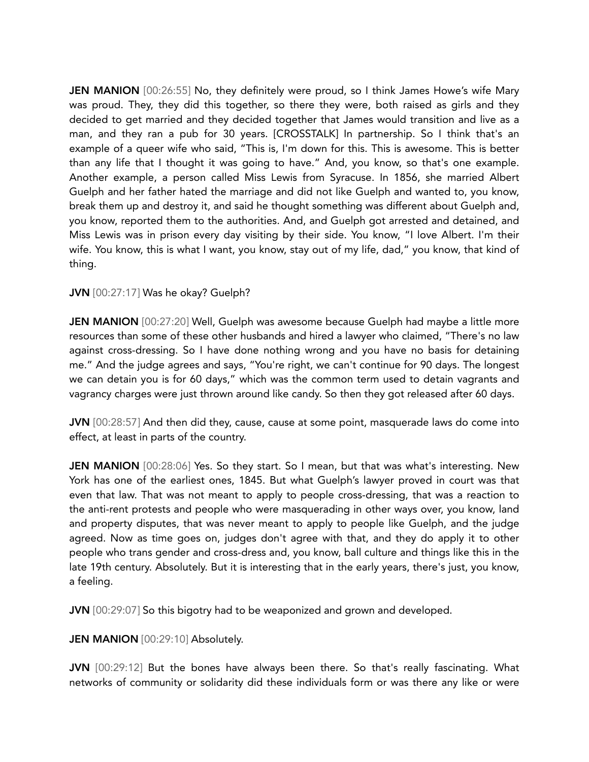**JEN MANION** [00:26:55] No, they definitely were proud, so I think James Howe's wife Mary was proud. They, they did this together, so there they were, both raised as girls and they decided to get married and they decided together that James would transition and live as a man, and they ran a pub for 30 years. [CROSSTALK] In partnership. So I think that's an example of a queer wife who said, "This is, I'm down for this. This is awesome. This is better than any life that I thought it was going to have." And, you know, so that's one example. Another example, a person called Miss Lewis from Syracuse. In 1856, she married Albert Guelph and her father hated the marriage and did not like Guelph and wanted to, you know, break them up and destroy it, and said he thought something was different about Guelph and, you know, reported them to the authorities. And, and Guelph got arrested and detained, and Miss Lewis was in prison every day visiting by their side. You know, "I love Albert. I'm their wife. You know, this is what I want, you know, stay out of my life, dad," you know, that kind of thing.

**JVN** [00:27:17] Was he okay? Guelph?

**JEN MANION** [00:27:20] Well, Guelph was awesome because Guelph had maybe a little more resources than some of these other husbands and hired a lawyer who claimed, "There's no law against cross-dressing. So I have done nothing wrong and you have no basis for detaining me." And the judge agrees and says, "You're right, we can't continue for 90 days. The longest we can detain you is for 60 days," which was the common term used to detain vagrants and vagrancy charges were just thrown around like candy. So then they got released after 60 days.

**JVN** [00:28:57] And then did they, cause, cause at some point, masquerade laws do come into effect, at least in parts of the country.

**JEN MANION** [00:28:06] Yes. So they start. So I mean, but that was what's interesting. New York has one of the earliest ones, 1845. But what Guelph's lawyer proved in court was that even that law. That was not meant to apply to people cross-dressing, that was a reaction to the anti-rent protests and people who were masquerading in other ways over, you know, land and property disputes, that was never meant to apply to people like Guelph, and the judge agreed. Now as time goes on, judges don't agree with that, and they do apply it to other people who trans gender and cross-dress and, you know, ball culture and things like this in the late 19th century. Absolutely. But it is interesting that in the early years, there's just, you know, a feeling.

**JVN** [00:29:07] So this bigotry had to be weaponized and grown and developed.

**JEN MANION** [00:29:10] Absolutely.

**JVN** [00:29:12] But the bones have always been there. So that's really fascinating. What networks of community or solidarity did these individuals form or was there any like or were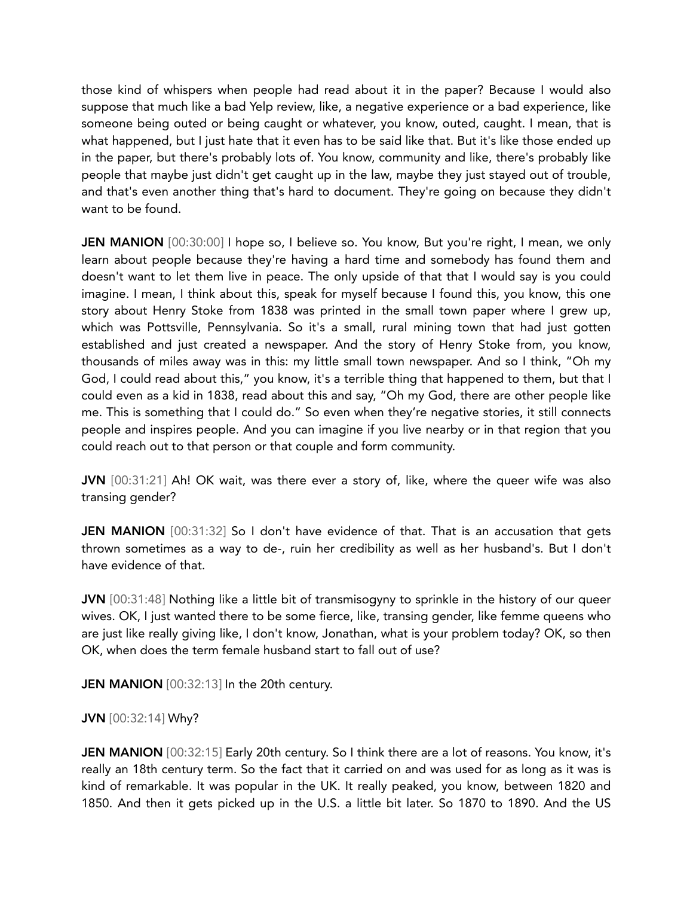those kind of whispers when people had read about it in the paper? Because I would also suppose that much like a bad Yelp review, like, a negative experience or a bad experience, like someone being outed or being caught or whatever, you know, outed, caught. I mean, that is what happened, but I just hate that it even has to be said like that. But it's like those ended up in the paper, but there's probably lots of. You know, community and like, there's probably like people that maybe just didn't get caught up in the law, maybe they just stayed out of trouble, and that's even another thing that's hard to document. They're going on because they didn't want to be found.

**JEN MANION** [00:30:00] I hope so, I believe so. You know, But you're right, I mean, we only learn about people because they're having a hard time and somebody has found them and doesn't want to let them live in peace. The only upside of that that I would say is you could imagine. I mean, I think about this, speak for myself because I found this, you know, this one story about Henry Stoke from 1838 was printed in the small town paper where I grew up, which was Pottsville, Pennsylvania. So it's a small, rural mining town that had just gotten established and just created a newspaper. And the story of Henry Stoke from, you know, thousands of miles away was in this: my little small town newspaper. And so I think, "Oh my God, I could read about this," you know, it's a terrible thing that happened to them, but that I could even as a kid in 1838, read about this and say, "Oh my God, there are other people like me. This is something that I could do." So even when they're negative stories, it still connects people and inspires people. And you can imagine if you live nearby or in that region that you could reach out to that person or that couple and form community.

**JVN** [00:31:21] Ah! OK wait, was there ever a story of, like, where the queer wife was also transing gender?

**JEN MANION** [00:31:32] So I don't have evidence of that. That is an accusation that gets thrown sometimes as a way to de-, ruin her credibility as well as her husband's. But I don't have evidence of that.

**JVN** [00:31:48] Nothing like a little bit of transmisogyny to sprinkle in the history of our queer wives. OK, I just wanted there to be some fierce, like, transing gender, like femme queens who are just like really giving like, I don't know, Jonathan, what is your problem today? OK, so then OK, when does the term female husband start to fall out of use?

**JEN MANION** [00:32:13] In the 20th century.

**JVN** [00:32:14] Why?

**JEN MANION** [00:32:15] Early 20th century. So I think there are a lot of reasons. You know, it's really an 18th century term. So the fact that it carried on and was used for as long as it was is kind of remarkable. It was popular in the UK. It really peaked, you know, between 1820 and 1850. And then it gets picked up in the U.S. a little bit later. So 1870 to 1890. And the US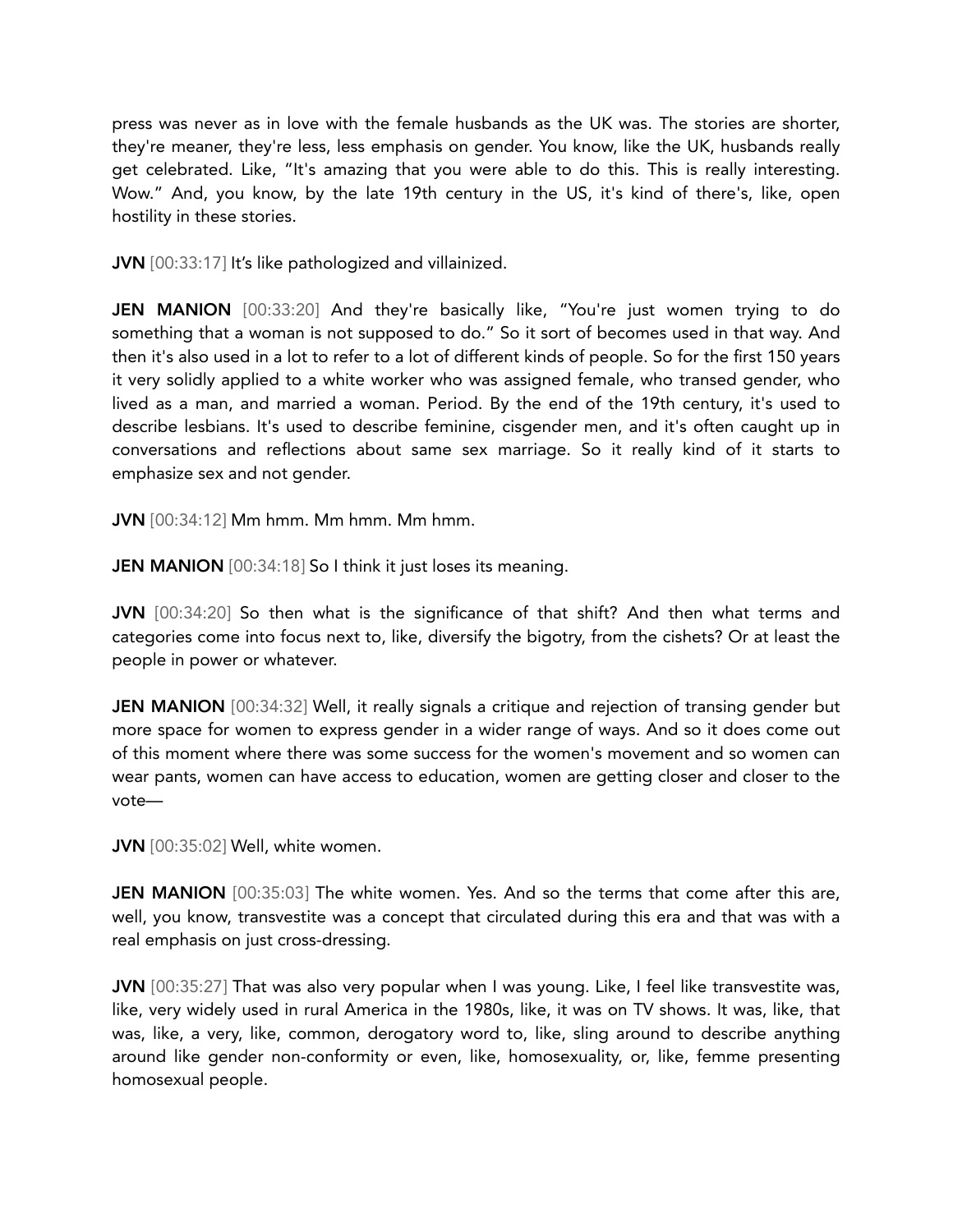press was never as in love with the female husbands as the UK was. The stories are shorter, they're meaner, they're less, less emphasis on gender. You know, like the UK, husbands really get celebrated. Like, "It's amazing that you were able to do this. This is really interesting. Wow." And, you know, by the late 19th century in the US, it's kind of there's, like, open hostility in these stories.

**JVN** [00:33:17] It's like pathologized and villainized.

**JEN MANION** [00:33:20] And they're basically like, "You're just women trying to do something that a woman is not supposed to do." So it sort of becomes used in that way. And then it's also used in a lot to refer to a lot of different kinds of people. So for the first 150 years it very solidly applied to a white worker who was assigned female, who transed gender, who lived as a man, and married a woman. Period. By the end of the 19th century, it's used to describe lesbians. It's used to describe feminine, cisgender men, and it's often caught up in conversations and reflections about same sex marriage. So it really kind of it starts to emphasize sex and not gender.

**JVN** [00:34:12] Mm hmm. Mm hmm. Mm hmm.

**JEN MANION** [00:34:18] So I think it just loses its meaning.

**JVN** [00:34:20] So then what is the significance of that shift? And then what terms and categories come into focus next to, like, diversify the bigotry, from the cishets? Or at least the people in power or whatever.

**JEN MANION** [00:34:32] Well, it really signals a critique and rejection of transing gender but more space for women to express gender in a wider range of ways. And so it does come out of this moment where there was some success for the women's movement and so women can wear pants, women can have access to education, women are getting closer and closer to the vote—

**JVN** [00:35:02] Well, white women.

**JEN MANION** [00:35:03] The white women. Yes. And so the terms that come after this are, well, you know, transvestite was a concept that circulated during this era and that was with a real emphasis on just cross-dressing.

**JVN** [00:35:27] That was also very popular when I was young. Like, I feel like transvestite was, like, very widely used in rural America in the 1980s, like, it was on TV shows. It was, like, that was, like, a very, like, common, derogatory word to, like, sling around to describe anything around like gender non-conformity or even, like, homosexuality, or, like, femme presenting homosexual people.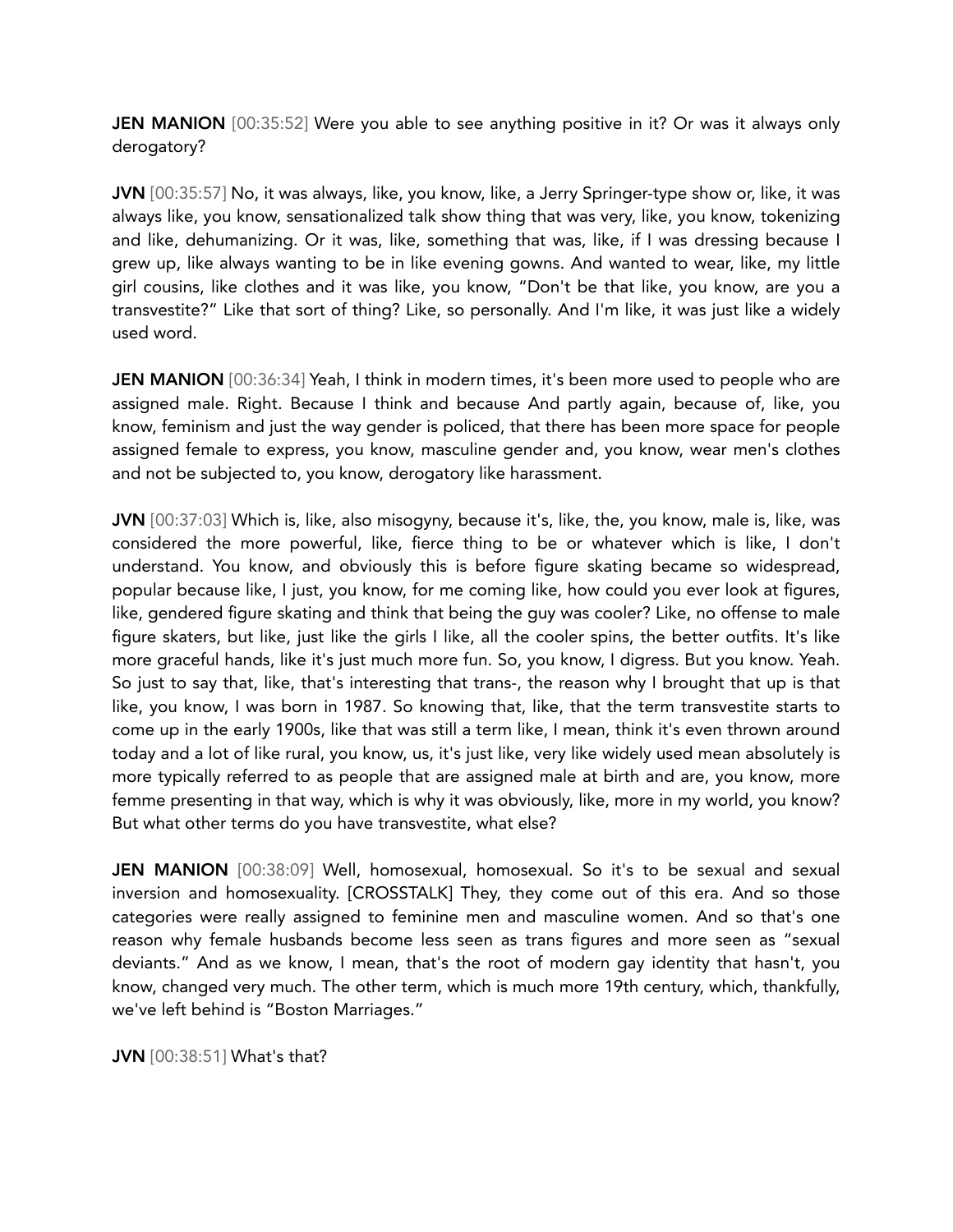**JEN MANION** [00:35:52] Were you able to see anything positive in it? Or was it always only derogatory?

**JVN** [00:35:57] No, it was always, like, you know, like, a Jerry Springer-type show or, like, it was always like, you know, sensationalized talk show thing that was very, like, you know, tokenizing and like, dehumanizing. Or it was, like, something that was, like, if I was dressing because I grew up, like always wanting to be in like evening gowns. And wanted to wear, like, my little girl cousins, like clothes and it was like, you know, "Don't be that like, you know, are you a transvestite?" Like that sort of thing? Like, so personally. And I'm like, it was just like a widely used word.

**JEN MANION** [00:36:34] Yeah, I think in modern times, it's been more used to people who are assigned male. Right. Because I think and because And partly again, because of, like, you know, feminism and just the way gender is policed, that there has been more space for people assigned female to express, you know, masculine gender and, you know, wear men's clothes and not be subjected to, you know, derogatory like harassment.

**JVN** [00:37:03] Which is, like, also misogyny, because it's, like, the, you know, male is, like, was considered the more powerful, like, fierce thing to be or whatever which is like, I don't understand. You know, and obviously this is before figure skating became so widespread, popular because like, I just, you know, for me coming like, how could you ever look at figures, like, gendered figure skating and think that being the guy was cooler? Like, no offense to male figure skaters, but like, just like the girls I like, all the cooler spins, the better outfits. It's like more graceful hands, like it's just much more fun. So, you know, I digress. But you know. Yeah. So just to say that, like, that's interesting that trans-, the reason why I brought that up is that like, you know, I was born in 1987. So knowing that, like, that the term transvestite starts to come up in the early 1900s, like that was still a term like, I mean, think it's even thrown around today and a lot of like rural, you know, us, it's just like, very like widely used mean absolutely is more typically referred to as people that are assigned male at birth and are, you know, more femme presenting in that way, which is why it was obviously, like, more in my world, you know? But what other terms do you have transvestite, what else?

**JEN MANION** [00:38:09] Well, homosexual, homosexual. So it's to be sexual and sexual inversion and homosexuality. [CROSSTALK] They, they come out of this era. And so those categories were really assigned to feminine men and masculine women. And so that's one reason why female husbands become less seen as trans figures and more seen as "sexual deviants." And as we know, I mean, that's the root of modern gay identity that hasn't, you know, changed very much. The other term, which is much more 19th century, which, thankfully, we've left behind is "Boston Marriages."

**JVN** [00:38:51] What's that?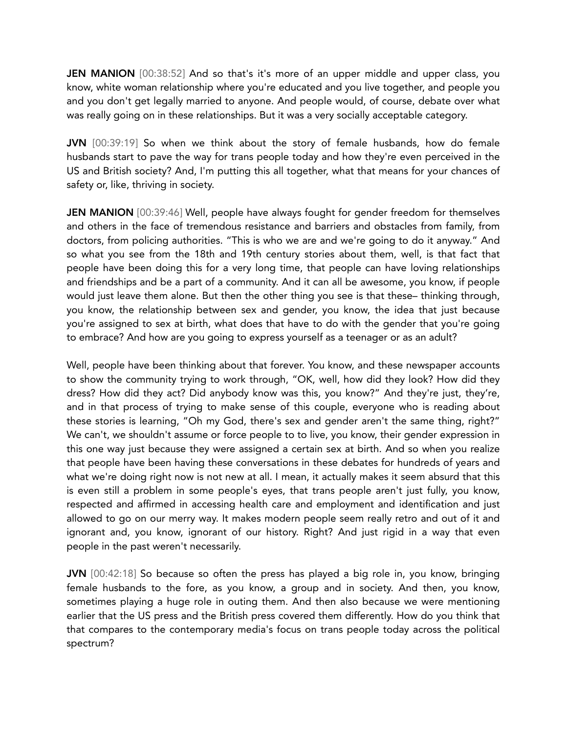**JEN MANION** [00:38:52] And so that's it's more of an upper middle and upper class, you know, white woman relationship where you're educated and you live together, and people you and you don't get legally married to anyone. And people would, of course, debate over what was really going on in these relationships. But it was a very socially acceptable category.

**JVN** [00:39:19] So when we think about the story of female husbands, how do female husbands start to pave the way for trans people today and how they're even perceived in the US and British society? And, I'm putting this all together, what that means for your chances of safety or, like, thriving in society.

**JEN MANION** [00:39:46] Well, people have always fought for gender freedom for themselves and others in the face of tremendous resistance and barriers and obstacles from family, from doctors, from policing authorities. "This is who we are and we're going to do it anyway." And so what you see from the 18th and 19th century stories about them, well, is that fact that people have been doing this for a very long time, that people can have loving relationships and friendships and be a part of a community. And it can all be awesome, you know, if people would just leave them alone. But then the other thing you see is that these– thinking through, you know, the relationship between sex and gender, you know, the idea that just because you're assigned to sex at birth, what does that have to do with the gender that you're going to embrace? And how are you going to express yourself as a teenager or as an adult?

Well, people have been thinking about that forever. You know, and these newspaper accounts to show the community trying to work through, "OK, well, how did they look? How did they dress? How did they act? Did anybody know was this, you know?" And they're just, they're, and in that process of trying to make sense of this couple, everyone who is reading about these stories is learning, "Oh my God, there's sex and gender aren't the same thing, right?" We can't, we shouldn't assume or force people to to live, you know, their gender expression in this one way just because they were assigned a certain sex at birth. And so when you realize that people have been having these conversations in these debates for hundreds of years and what we're doing right now is not new at all. I mean, it actually makes it seem absurd that this is even still a problem in some people's eyes, that trans people aren't just fully, you know, respected and affirmed in accessing health care and employment and identification and just allowed to go on our merry way. It makes modern people seem really retro and out of it and ignorant and, you know, ignorant of our history. Right? And just rigid in a way that even people in the past weren't necessarily.

**JVN** [00:42:18] So because so often the press has played a big role in, you know, bringing female husbands to the fore, as you know, a group and in society. And then, you know, sometimes playing a huge role in outing them. And then also because we were mentioning earlier that the US press and the British press covered them differently. How do you think that that compares to the contemporary media's focus on trans people today across the political spectrum?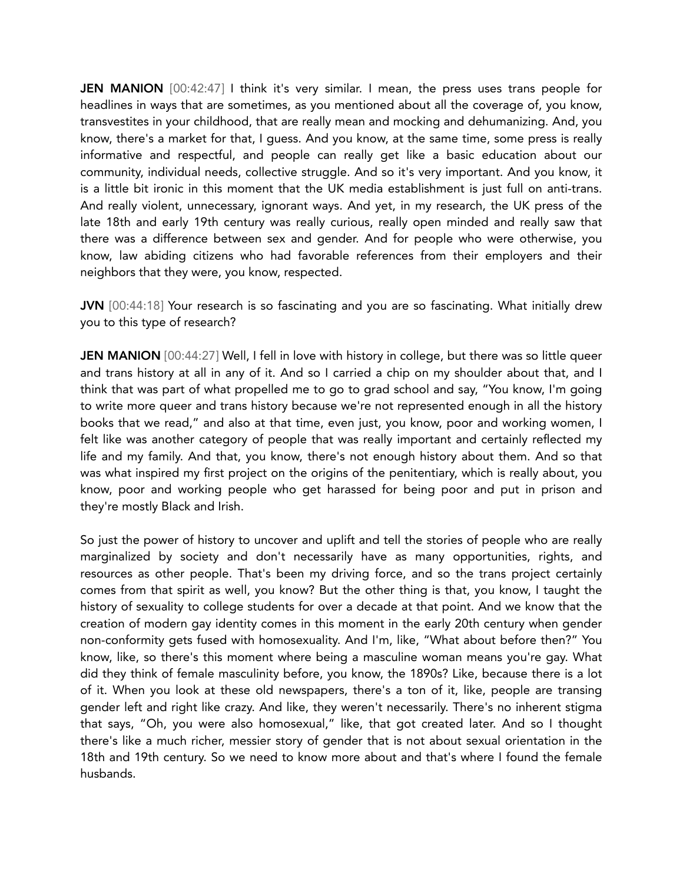**JEN MANION** [00:42:47] I think it's very similar. I mean, the press uses trans people for headlines in ways that are sometimes, as you mentioned about all the coverage of, you know, transvestites in your childhood, that are really mean and mocking and dehumanizing. And, you know, there's a market for that, I guess. And you know, at the same time, some press is really informative and respectful, and people can really get like a basic education about our community, individual needs, collective struggle. And so it's very important. And you know, it is a little bit ironic in this moment that the UK media establishment is just full on anti-trans. And really violent, unnecessary, ignorant ways. And yet, in my research, the UK press of the late 18th and early 19th century was really curious, really open minded and really saw that there was a difference between sex and gender. And for people who were otherwise, you know, law abiding citizens who had favorable references from their employers and their neighbors that they were, you know, respected.

**JVN** [00:44:18] Your research is so fascinating and you are so fascinating. What initially drew you to this type of research?

**JEN MANION** [00:44:27] Well, I fell in love with history in college, but there was so little queer and trans history at all in any of it. And so I carried a chip on my shoulder about that, and I think that was part of what propelled me to go to grad school and say, "You know, I'm going to write more queer and trans history because we're not represented enough in all the history books that we read," and also at that time, even just, you know, poor and working women, I felt like was another category of people that was really important and certainly reflected my life and my family. And that, you know, there's not enough history about them. And so that was what inspired my first project on the origins of the penitentiary, which is really about, you know, poor and working people who get harassed for being poor and put in prison and they're mostly Black and Irish.

So just the power of history to uncover and uplift and tell the stories of people who are really marginalized by society and don't necessarily have as many opportunities, rights, and resources as other people. That's been my driving force, and so the trans project certainly comes from that spirit as well, you know? But the other thing is that, you know, I taught the history of sexuality to college students for over a decade at that point. And we know that the creation of modern gay identity comes in this moment in the early 20th century when gender non-conformity gets fused with homosexuality. And I'm, like, "What about before then?" You know, like, so there's this moment where being a masculine woman means you're gay. What did they think of female masculinity before, you know, the 1890s? Like, because there is a lot of it. When you look at these old newspapers, there's a ton of it, like, people are transing gender left and right like crazy. And like, they weren't necessarily. There's no inherent stigma that says, "Oh, you were also homosexual," like, that got created later. And so I thought there's like a much richer, messier story of gender that is not about sexual orientation in the 18th and 19th century. So we need to know more about and that's where I found the female husbands.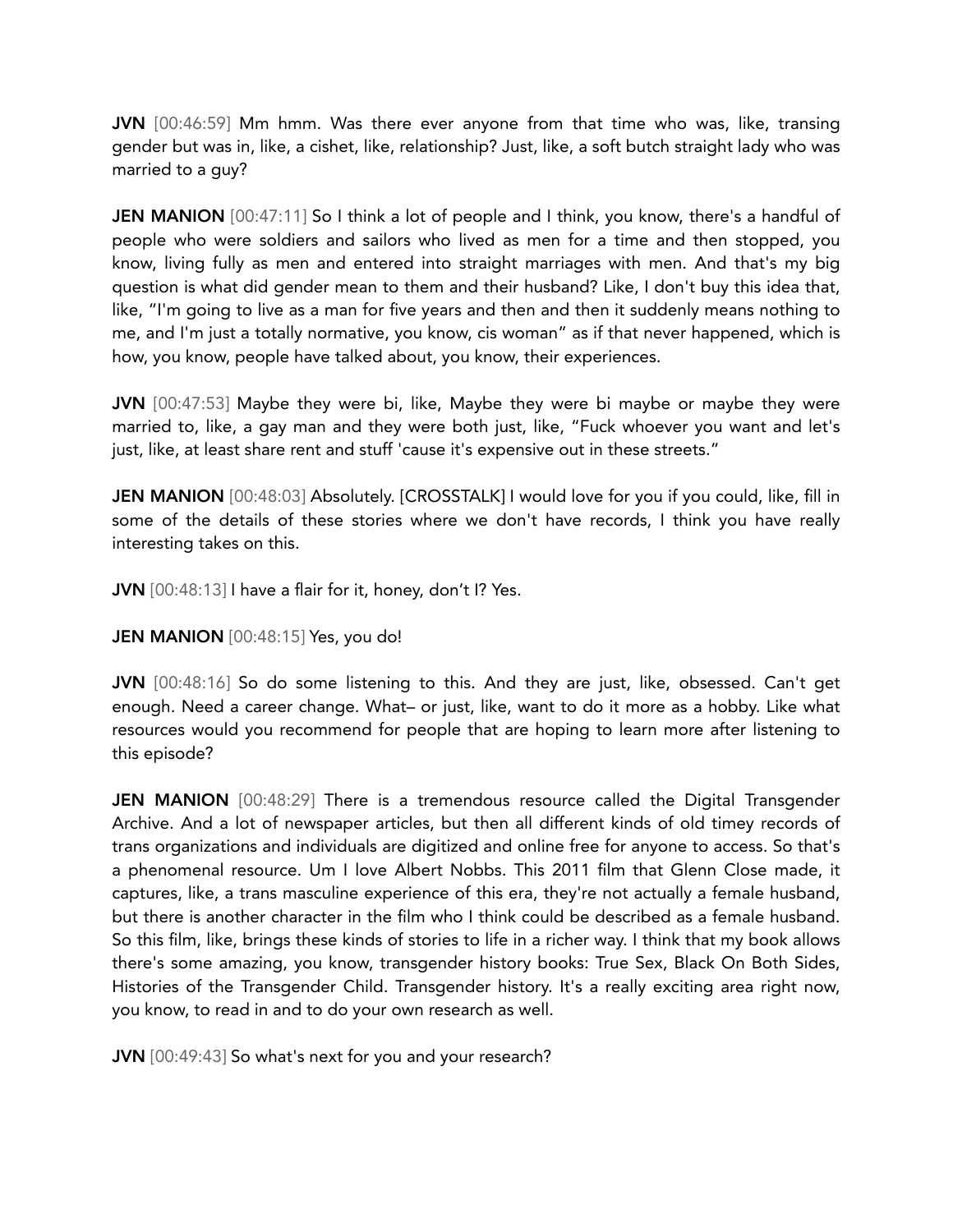**JVN** [00:46:59] Mm hmm. Was there ever anyone from that time who was, like, transing gender but was in, like, a cishet, like, relationship? Just, like, a soft butch straight lady who was married to a guy?

**JEN MANION** [00:47:11] So I think a lot of people and I think, you know, there's a handful of people who were soldiers and sailors who lived as men for a time and then stopped, you know, living fully as men and entered into straight marriages with men. And that's my big question is what did gender mean to them and their husband? Like, I don't buy this idea that, like, "I'm going to live as a man for five years and then and then it suddenly means nothing to me, and I'm just a totally normative, you know, cis woman" as if that never happened, which is how, you know, people have talked about, you know, their experiences.

**JVN** [00:47:53] Maybe they were bi, like, Maybe they were bi maybe or maybe they were married to, like, a gay man and they were both just, like, "Fuck whoever you want and let's just, like, at least share rent and stuff 'cause it's expensive out in these streets."

**JEN MANION** [00:48:03] Absolutely. [CROSSTALK] I would love for you if you could, like, fill in some of the details of these stories where we don't have records, I think you have really interesting takes on this.

**JVN** [00:48:13] I have a flair for it, honey, don't I? Yes.

**JEN MANION** [00:48:15] Yes, you do!

**JVN** [00:48:16] So do some listening to this. And they are just, like, obsessed. Can't get enough. Need a career change. What– or just, like, want to do it more as a hobby. Like what resources would you recommend for people that are hoping to learn more after listening to this episode?

**JEN MANION** [00:48:29] There is a tremendous resource called the Digital Transgender Archive. And a lot of newspaper articles, but then all different kinds of old timey records of trans organizations and individuals are digitized and online free for anyone to access. So that's a phenomenal resource. Um I love Albert Nobbs. This 2011 film that Glenn Close made, it captures, like, a trans masculine experience of this era, they're not actually a female husband, but there is another character in the film who I think could be described as a female husband. So this film, like, brings these kinds of stories to life in a richer way. I think that my book allows there's some amazing, you know, transgender history books: True Sex, Black On Both Sides, Histories of the Transgender Child. Transgender history. It's a really exciting area right now, you know, to read in and to do your own research as well.

**JVN** [00:49:43] So what's next for you and your research?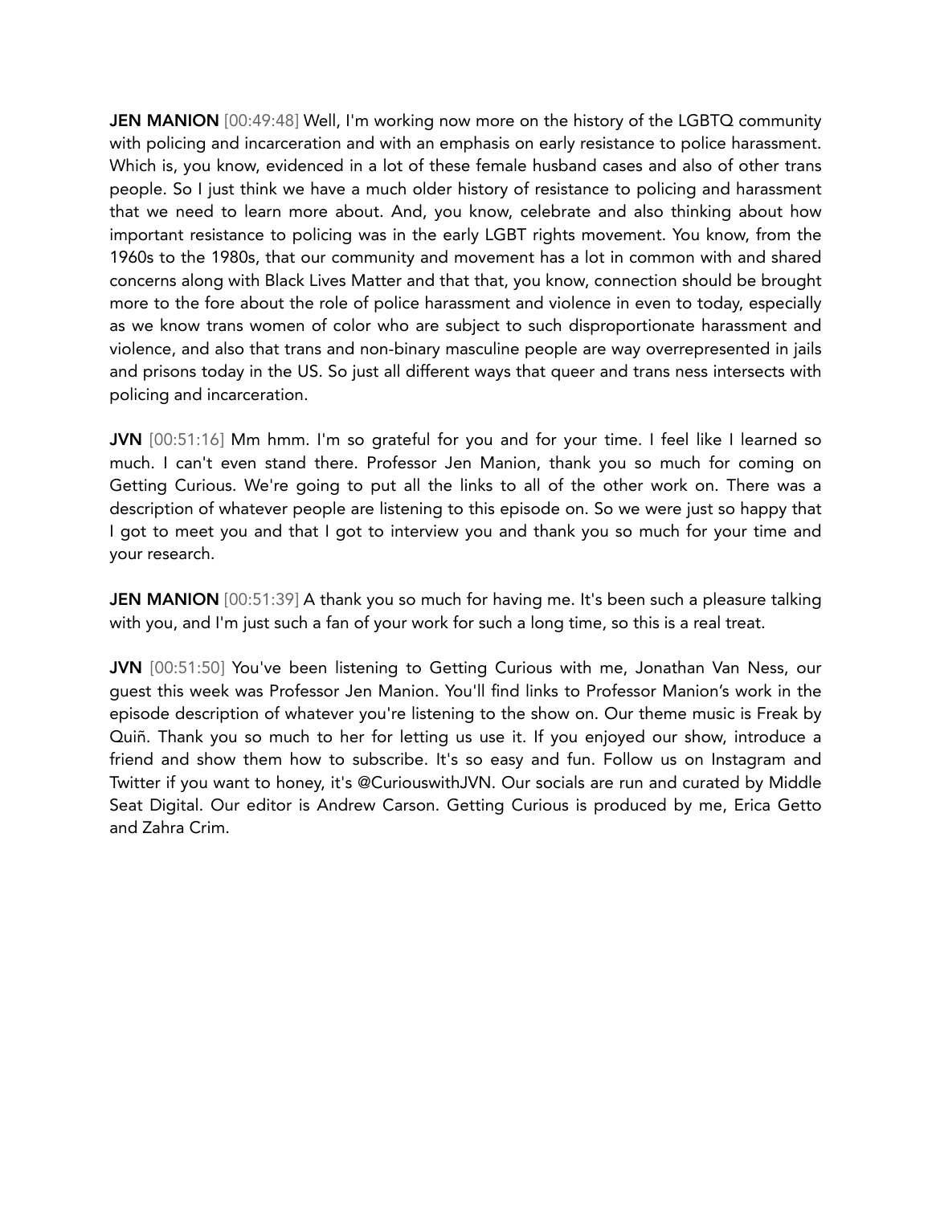**JEN MANION** [00:49:48] Well, I'm working now more on the history of the LGBTQ community with policing and incarceration and with an emphasis on early resistance to police harassment. Which is, you know, evidenced in a lot of these female husband cases and also of other trans people. So I just think we have a much older history of resistance to policing and harassment that we need to learn more about. And, you know, celebrate and also thinking about how important resistance to policing was in the early LGBT rights movement. You know, from the 1960s to the 1980s, that our community and movement has a lot in common with and shared concerns along with Black Lives Matter and that that, you know, connection should be brought more to the fore about the role of police harassment and violence in even to today, especially as we know trans women of color who are subject to such disproportionate harassment and violence, and also that trans and non-binary masculine people are way overrepresented in jails and prisons today in the US. So just all different ways that queer and trans ness intersects with policing and incarceration.

**JVN** [00:51:16] Mm hmm. I'm so grateful for you and for your time. I feel like I learned so much. I can't even stand there. Professor Jen Manion, thank you so much for coming on Getting Curious. We're going to put all the links to all of the other work on. There was a description of whatever people are listening to this episode on. So we were just so happy that I got to meet you and that I got to interview you and thank you so much for your time and your research.

**JEN MANION** [00:51:39] A thank you so much for having me. It's been such a pleasure talking with you, and I'm just such a fan of your work for such a long time, so this is a real treat.

**JVN** [00:51:50] You've been listening to Getting Curious with me, Jonathan Van Ness, our guest this week was Professor Jen Manion. You'll find links to Professor Manion's work in the episode description of whatever you're listening to the show on. Our theme music is Freak by Quiñ. Thank you so much to her for letting us use it. If you enjoyed our show, introduce a friend and show them how to subscribe. It's so easy and fun. Follow us on Instagram and Twitter if you want to honey, it's @CuriouswithJVN. Our socials are run and curated by Middle Seat Digital. Our editor is Andrew Carson. Getting Curious is produced by me, Erica Getto and Zahra Crim.